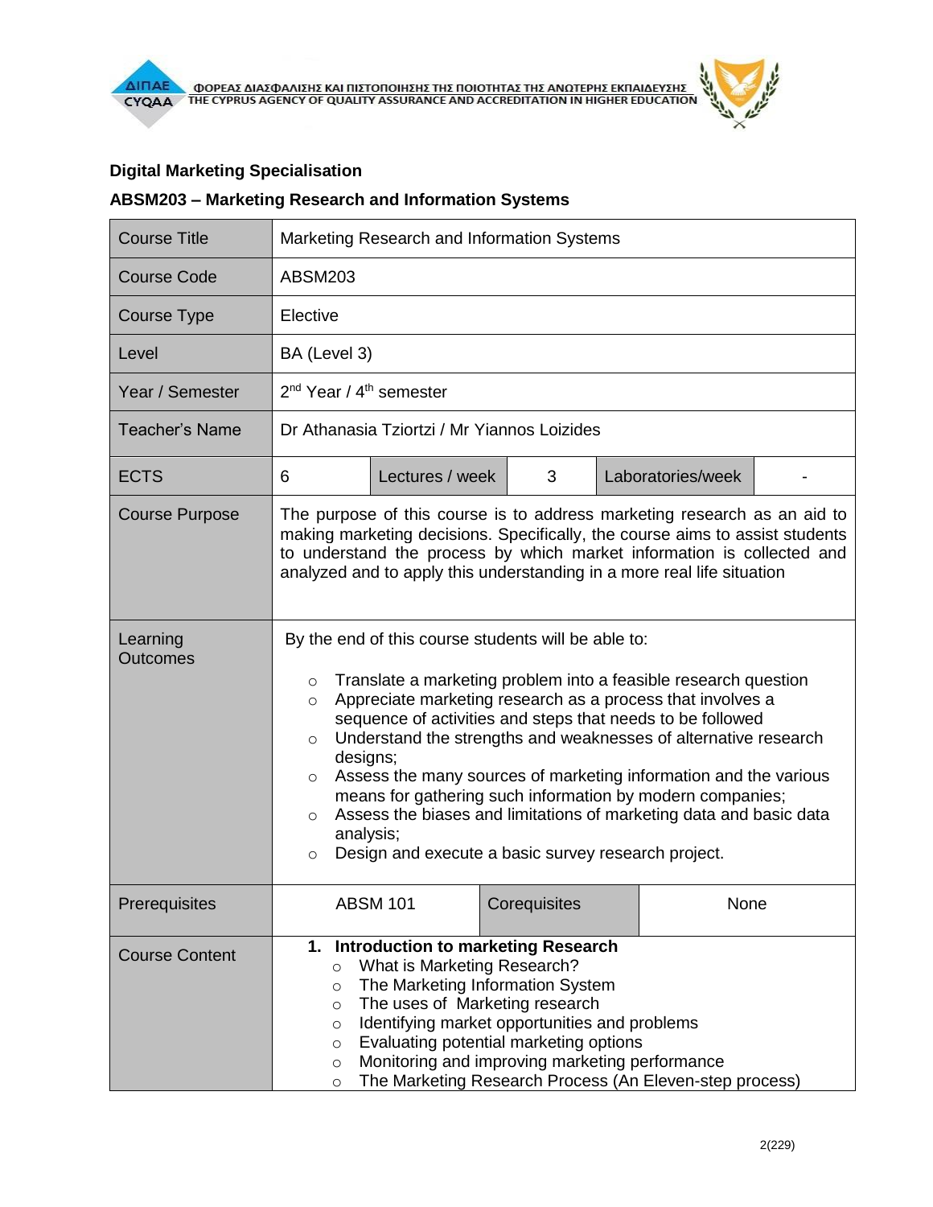## Digital Marketing Specialisation

## ABSM203 – Marketing Research and Information Systems

| Course Title | Marketing Research and Information Systems | | | | |
|---|---|---|---|---|---|
| Course Code | ABSM203 | | | | |
| Course Type | Elective | | | | |
| Level | BA (Level 3) | | | | |
| Year / Semester | 2nd Year / 4th semester | | | | |
| Teacher's Name | Dr Athanasia Tziortzi / Mr Yiannos Loizides | | | | |
| ECTS | 6 | Lectures / week | 3 | Laboratories/week | - |
| Course Purpose | The purpose of this course is to address marketing research as an aid to making marketing decisions. Specifically, the course aims to assist students to understand the process by which market information is collected and analyzed and to apply this understanding in a more real life situation | | | | |
| Learning Outcomes | By the end of this course students will be able to:<br>○ Translate a marketing problem into a feasible research question<br>○ Appreciate marketing research as a process that involves a sequence of activities and steps that needs to be followed<br>○ Understand the strengths and weaknesses of alternative research designs;<br>○ Assess the many sources of marketing information and the various means for gathering such information by modern companies;<br>○ Assess the biases and limitations of marketing data and basic data analysis;<br>○ Design and execute a basic survey research project. | | | | |
| Prerequisites | ABSM 101 | Corequisites | None | | |
| Course Content | **1. Introduction to marketing Research**<br>○ What is Marketing Research?<br>○ The Marketing Information System<br>○ The uses of Marketing research<br>○ Identifying market opportunities and problems<br>○ Evaluating potential marketing options<br>○ Monitoring and improving marketing performance<br>○ The Marketing Research Process (An Eleven-step process) | | | | |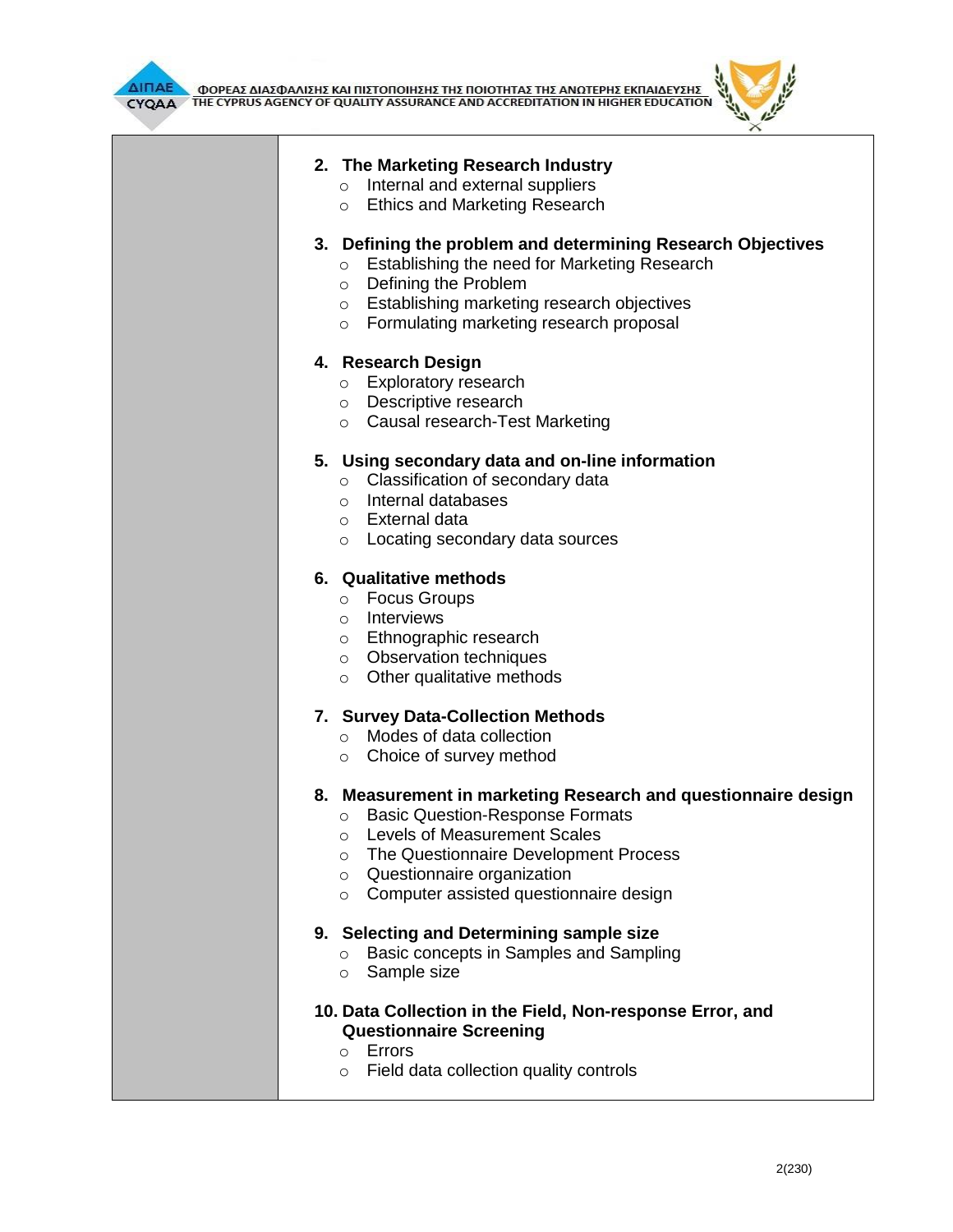2. **The Marketing Research Industry**
    - Internal and external suppliers
    - Ethics and Marketing Research

3. **Defining the problem and determining Research Objectives**
    - Establishing the need for Marketing Research
    - Defining the Problem
    - Establishing marketing research objectives
    - Formulating marketing research proposal

4. **Research Design**
    - Exploratory research
    - Descriptive research
    - Causal research-Test Marketing

5. **Using secondary data and on-line information**
    - Classification of secondary data
    - Internal databases
    - External data
    - Locating secondary data sources

6. **Qualitative methods**
    - Focus Groups
    - Interviews
    - Ethnographic research
    - Observation techniques
    - Other qualitative methods

7. **Survey Data-Collection Methods**
    - Modes of data collection
    - Choice of survey method

8. **Measurement in marketing Research and questionnaire design**
    - Basic Question-Response Formats
    - Levels of Measurement Scales
    - The Questionnaire Development Process
    - Questionnaire organization
    - Computer assisted questionnaire design

9. **Selecting and Determining sample size**
    - Basic concepts in Samples and Sampling
    - Sample size

10. **Data Collection in the Field, Non-response Error, and Questionnaire Screening**
    - Errors
    - Field data collection quality controls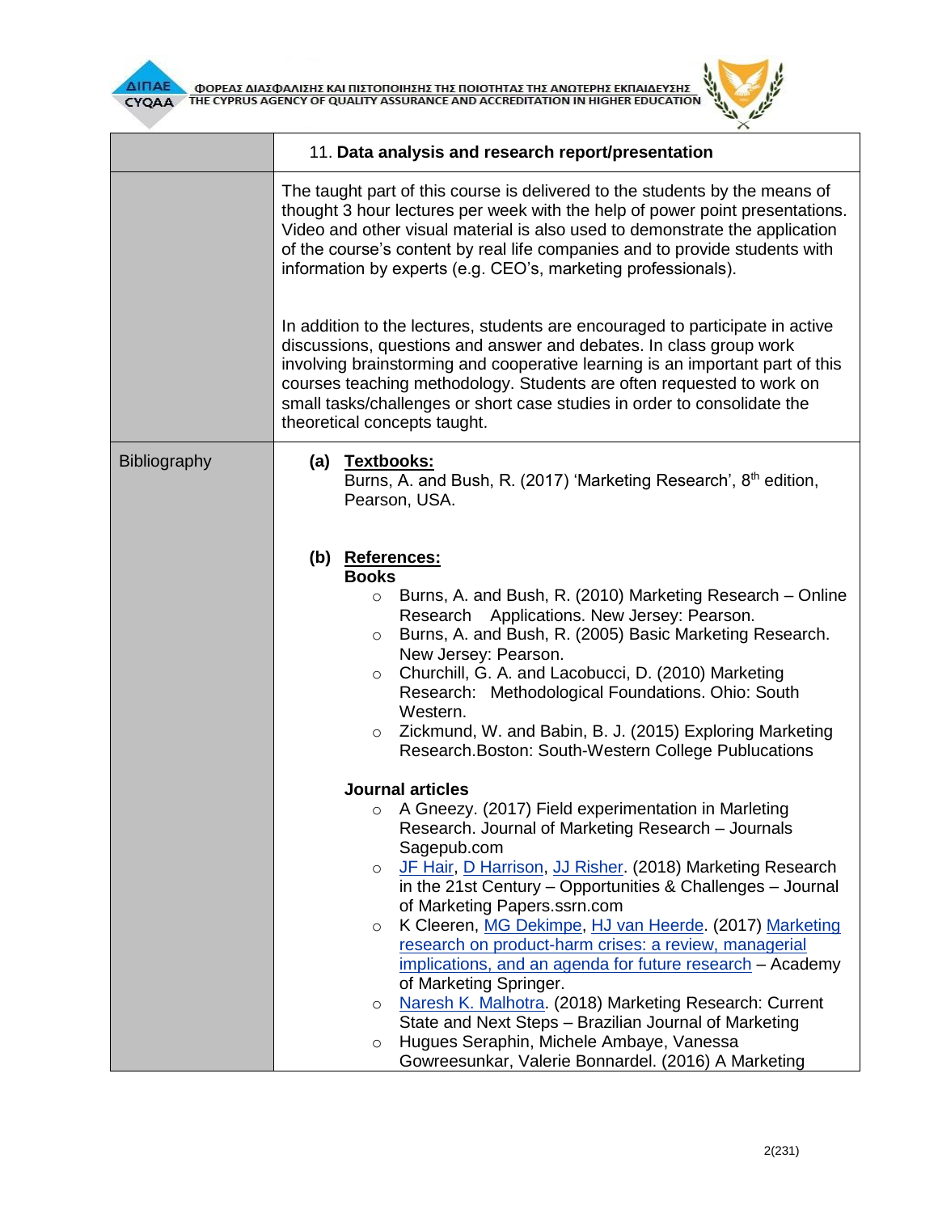| | 11. **Data analysis and research report/presentation** |
|---|---|
| | The taught part of this course is delivered to the students by the means of thought 3 hour lectures per week with the help of power point presentations. Video and other visual material is also used to demonstrate the application of the course's content by real life companies and to provide students with information by experts (e.g. CEO's, marketing professionals).<br><br>In addition to the lectures, students are encouraged to participate in active discussions, questions and answer and debates. In class group work involving brainstorming and cooperative learning is an important part of this courses teaching methodology. Students are often requested to work on small tasks/challenges or short case studies in order to consolidate the theoretical concepts taught. |
| Bibliography | **(a) <u>Textbooks:</u>**<br>Burns, A. and Bush, R. (2017) 'Marketing Research', 8th edition, Pearson, USA.<br><br>**(b) <u>References:</u>**<br>**Books**<br>○ Burns, A. and Bush, R. (2010) Marketing Research – Online Research Applications. New Jersey: Pearson.<br>○ Burns, A. and Bush, R. (2005) Basic Marketing Research. New Jersey: Pearson.<br>○ Churchill, G. A. and Lacobucci, D. (2010) Marketing Research: Methodological Foundations. Ohio: South Western.<br>○ Zickmund, W. and Babin, B. J. (2015) Exploring Marketing Research.Boston: South-Western College Publucations<br><br>**Journal articles**<br>○ A Gneezy. (2017) Field experimentation in Marleting Research. Journal of Marketing Research – Journals Sagepub.com<br>○ JF Hair, D Harrison, JJ Risher. (2018) Marketing Research in the 21st Century – Opportunities & Challenges – Journal of Marketing Papers.ssrn.com<br>○ K Cleeren, MG Dekimpe, HJ van Heerde. (2017) Marketing research on product-harm crises: a review, managerial implications, and an agenda for future research – Academy of Marketing Springer.<br>○ Naresh K. Malhotra. (2018) Marketing Research: Current State and Next Steps – Brazilian Journal of Marketing<br>○ Hugues Seraphin, Michele Ambaye, Vanessa Gowreesunkar, Valerie Bonnardel. (2016) A Marketing |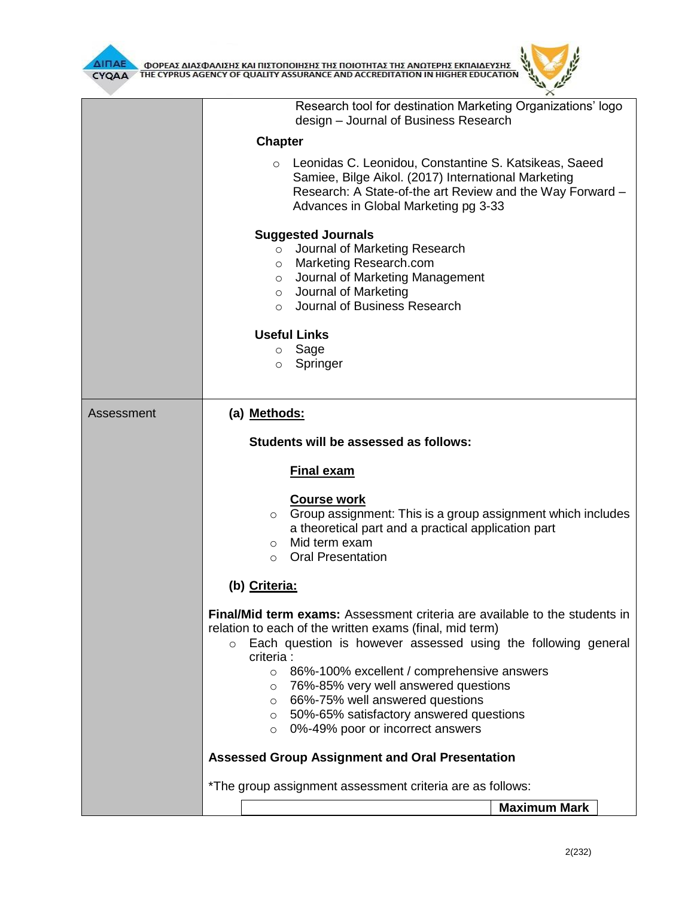| | Research tool for destination Marketing Organizations' logo design – Journal of Business Research<br><br>**Chapter**<br><br>○ Leonidas C. Leonidou, Constantine S. Katsikeas, Saeed Samiee, Bilge Aikol. (2017) International Marketing Research: A State-of-the art Review and the Way Forward – Advances in Global Marketing pg 3-33<br><br>**Suggested Journals**<br>○ Journal of Marketing Research<br>○ Marketing Research.com<br>○ Journal of Marketing Management<br>○ Journal of Marketing<br>○ Journal of Business Research<br><br>**Useful Links**<br>○ Sage<br>○ Springer |
|---|---|
| Assessment | **(a) <u>Methods:</u>**<br><br>**Students will be assessed as follows:**<br><br>**<u>Final exam</u>**<br><br>**<u>Course work</u>**<br>○ Group assignment: This is a group assignment which includes a theoretical part and a practical application part<br>○ Mid term exam<br>○ Oral Presentation<br><br>**(b) <u>Criteria:</u>**<br><br>**Final/Mid term exams:** Assessment criteria are available to the students in relation to each of the written exams (final, mid term)<br>○ Each question is however assessed using the following general criteria :<br>○ 86%-100% excellent / comprehensive answers<br>○ 76%-85% very well answered questions<br>○ 66%-75% well answered questions<br>○ 50%-65% satisfactory answered questions<br>○ 0%-49% poor or incorrect answers<br><br>**Assessed Group Assignment and Oral Presentation**<br><br>*The group assignment assessment criteria are as follows: |

| | **Maximum Mark** |
|---|---|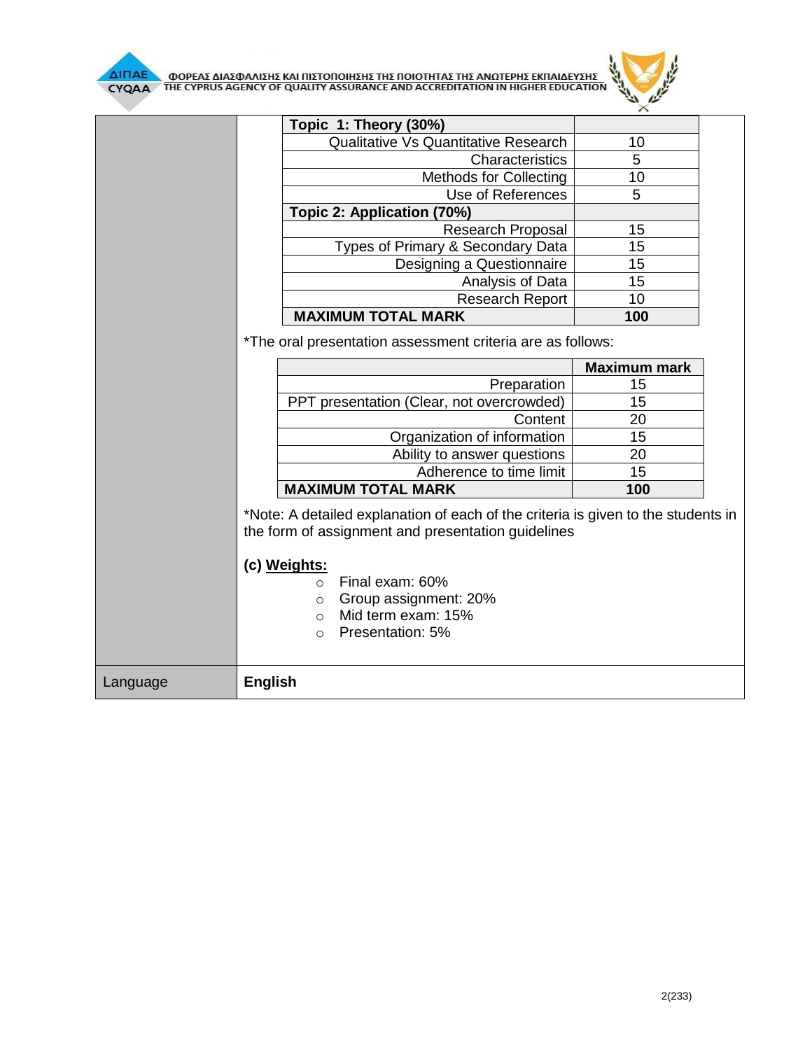| Topic 1: Theory (30%) | |
|---|---|
| Qualitative Vs Quantitative Research | 10 |
| Characteristics | 5 |
| Methods for Collecting | 10 |
| Use of References | 5 |
| **Topic 2: Application (70%)** | |
| Research Proposal | 15 |
| Types of Primary & Secondary Data | 15 |
| Designing a Questionnaire | 15 |
| Analysis of Data | 15 |
| Research Report | 10 |
| **MAXIMUM TOTAL MARK** | **100** |

*The oral presentation assessment criteria are as follows:

| | Maximum mark |
|---|---|
| Preparation | 15 |
| PPT presentation (Clear, not overcrowded) | 15 |
| Content | 20 |
| Organization of information | 15 |
| Ability to answer questions | 20 |
| Adherence to time limit | 15 |
| **MAXIMUM TOTAL MARK** | **100** |

*Note: A detailed explanation of each of the criteria is given to the students in the form of assignment and presentation guidelines

**(c) Weights:**

- Final exam: 60%
- Group assignment: 20%
- Mid term exam: 15%
- Presentation: 5%

| | |
|---|---|
| Language | **English** |